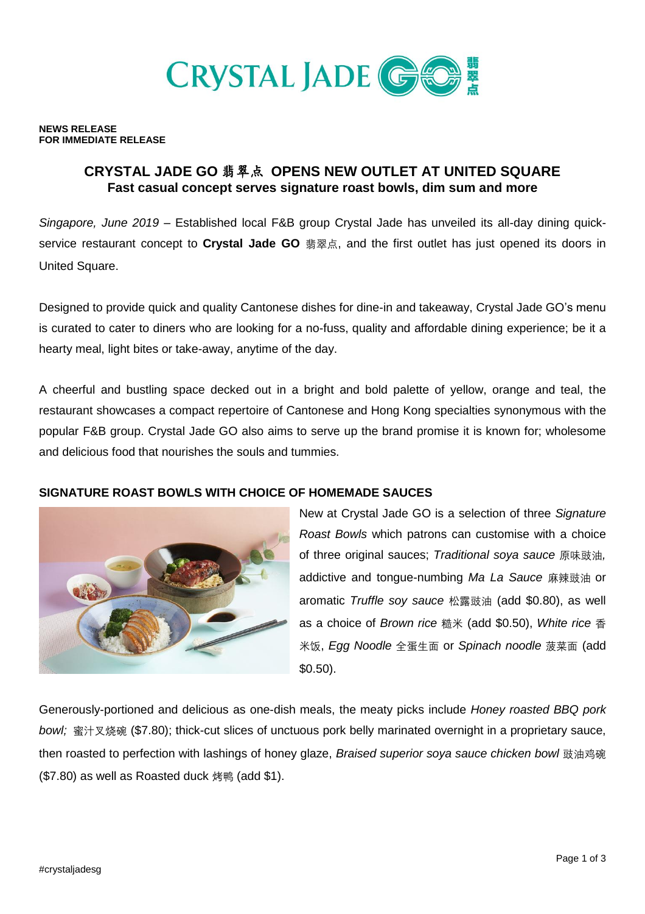**NEWS RELEASE**
**FOR IMMEDIATE RELEASE**

# CRYSTAL JADE GO 翡翠点 OPENS NEW OUTLET AT UNITED SQUARE

## Fast casual concept serves signature roast bowls, dim sum and more

*Singapore, June 2019* – Established local F&B group Crystal Jade has unveiled its all-day dining quick-service restaurant concept to **Crystal Jade GO** 翡翠点, and the first outlet has just opened its doors in United Square.

Designed to provide quick and quality Cantonese dishes for dine-in and takeaway, Crystal Jade GO's menu is curated to cater to diners who are looking for a no-fuss, quality and affordable dining experience; be it a hearty meal, light bites or take-away, anytime of the day.

A cheerful and bustling space decked out in a bright and bold palette of yellow, orange and teal, the restaurant showcases a compact repertoire of Cantonese and Hong Kong specialties synonymous with the popular F&B group. Crystal Jade GO also aims to serve up the brand promise it is known for; wholesome and delicious food that nourishes the souls and tummies.

### SIGNATURE ROAST BOWLS WITH CHOICE OF HOMEMADE SAUCES

New at Crystal Jade GO is a selection of three *Signature Roast Bowls* which patrons can customise with a choice of three original sauces; *Traditional soya sauce* 原味豉油, addictive and tongue-numbing *Ma La Sauce* 麻辣豉油 or aromatic *Truffle soy sauce* 松露豉油 (add $0.80), as well as a choice of *Brown rice* 糙米 (add $0.50), *White rice* 香米饭, *Egg Noodle* 全蛋生面 or *Spinach noodle* 菠菜面 (add $0.50).

Generously-portioned and delicious as one-dish meals, the meaty picks include *Honey roasted BBQ pork bowl;* 蜜汁叉烧碗 ($7.80); thick-cut slices of unctuous pork belly marinated overnight in a proprietary sauce, then roasted to perfection with lashings of honey glaze, *Braised superior soya sauce chicken bowl* 豉油鸡碗 ($7.80) as well as Roasted duck 烤鸭 (add $1).

#crystaljadesg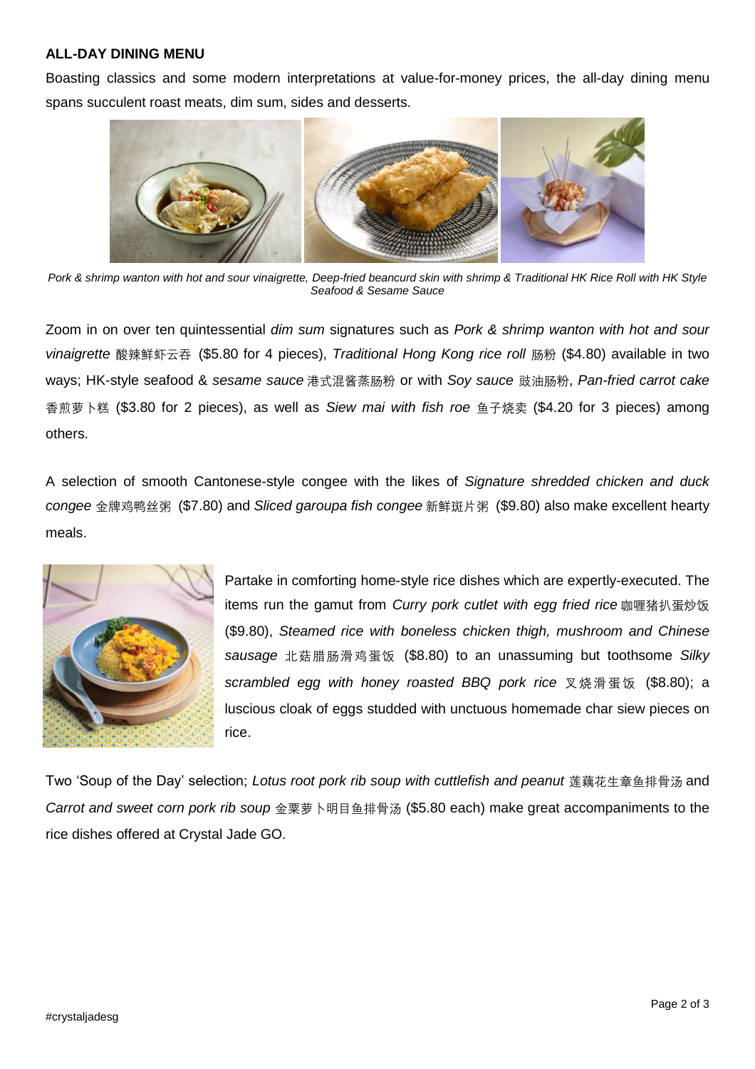**ALL-DAY DINING MENU**

Boasting classics and some modern interpretations at value-for-money prices, the all-day dining menu spans succulent roast meats, dim sum, sides and desserts.

*Pork & shrimp wanton with hot and sour vinaigrette, Deep-fried beancurd skin with shrimp & Traditional HK Rice Roll with HK Style Seafood & Sesame Sauce*

Zoom in on over ten quintessential *dim sum* signatures such as *Pork & shrimp wanton with hot and sour vinaigrette* 酸辣鲜虾云吞 ($5.80 for 4 pieces), *Traditional Hong Kong rice roll* 肠粉 ($4.80) available in two ways; HK-style seafood & *sesame sauce* 港式混酱蒸肠粉 or with *Soy sauce* 豉油肠粉, *Pan-fried carrot cake* 香煎萝卜糕 ($3.80 for 2 pieces), as well as *Siew mai with fish roe* 鱼子烧卖 ($4.20 for 3 pieces) among others.

A selection of smooth Cantonese-style congee with the likes of *Signature shredded chicken and duck congee* 金牌鸡鸭丝粥 ($7.80) and *Sliced garoupa fish congee* 新鲜斑片粥 ($9.80) also make excellent hearty meals.

Partake in comforting home-style rice dishes which are expertly-executed. The items run the gamut from *Curry pork cutlet with egg fried rice* 咖喱猪扒蛋炒饭 ($9.80), *Steamed rice with boneless chicken thigh, mushroom and Chinese sausage* 北菇腊肠滑鸡蛋饭 ($8.80) to an unassuming but toothsome *Silky scrambled egg with honey roasted BBQ pork rice* 叉烧滑蛋饭 ($8.80); a luscious cloak of eggs studded with unctuous homemade char siew pieces on rice.

Two 'Soup of the Day' selection; *Lotus root pork rib soup with cuttlefish and peanut* 莲藕花生章鱼排骨汤 and *Carrot and sweet corn pork rib soup* 金粟萝卜明目鱼排骨汤 ($5.80 each) make great accompaniments to the rice dishes offered at Crystal Jade GO.

#crystaljadesg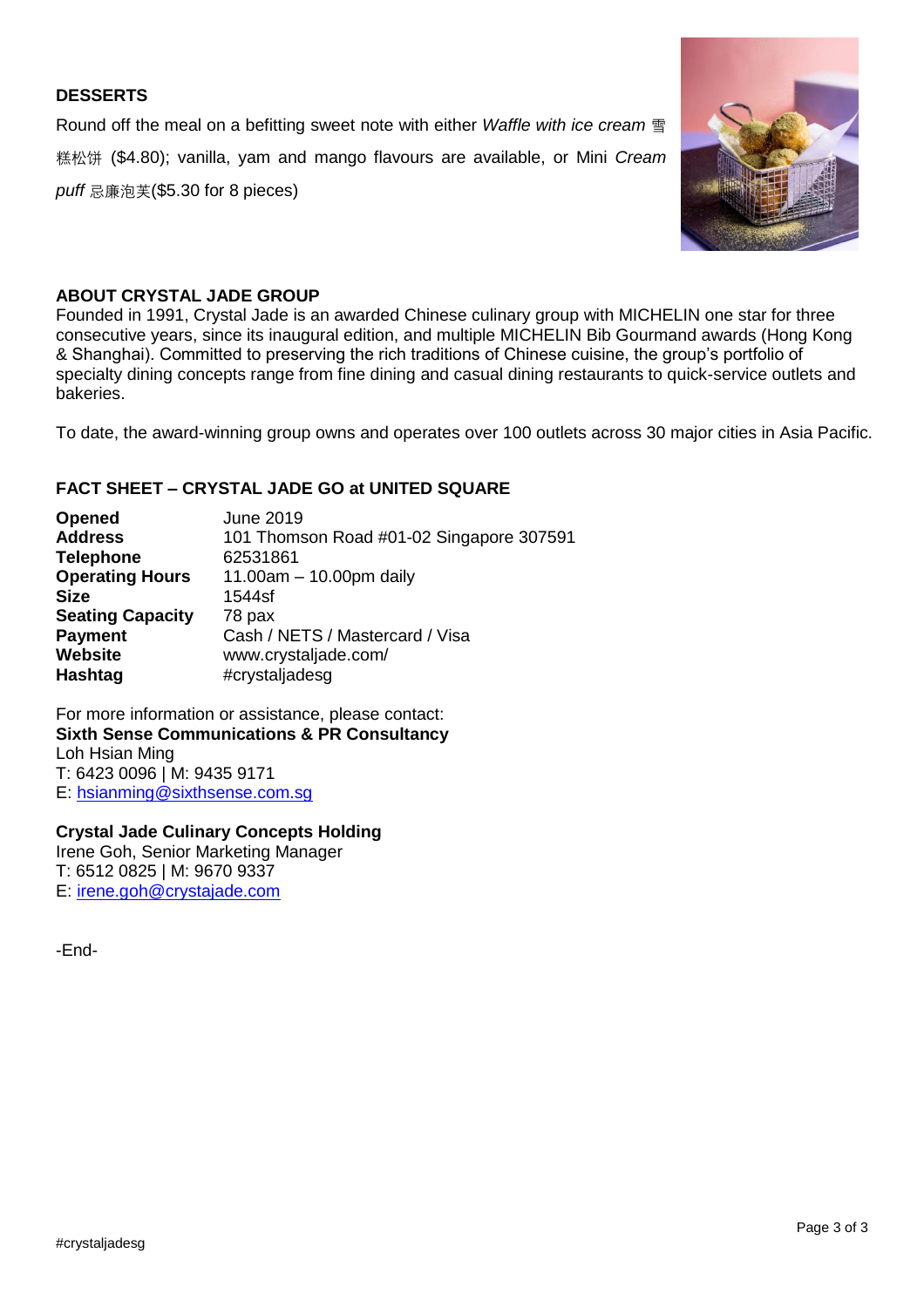**DESSERTS**

Round off the meal on a befitting sweet note with either *Waffle with ice cream* 雪糕松饼 ($4.80); vanilla, yam and mango flavours are available, or Mini *Cream puff* 忌廉泡芙($5.30 for 8 pieces)

**ABOUT CRYSTAL JADE GROUP**

Founded in 1991, Crystal Jade is an awarded Chinese culinary group with MICHELIN one star for three consecutive years, since its inaugural edition, and multiple MICHELIN Bib Gourmand awards (Hong Kong & Shanghai). Committed to preserving the rich traditions of Chinese cuisine, the group's portfolio of specialty dining concepts range from fine dining and casual dining restaurants to quick-service outlets and bakeries.

To date, the award-winning group owns and operates over 100 outlets across 30 major cities in Asia Pacific.

**FACT SHEET – CRYSTAL JADE GO at UNITED SQUARE**

| | |
|---|---|
| **Opened** | June 2019 |
| **Address** | 101 Thomson Road #01-02 Singapore 307591 |
| **Telephone** | 62531861 |
| **Operating Hours** | 11.00am – 10.00pm daily |
| **Size** | 1544sf |
| **Seating Capacity** | 78 pax |
| **Payment** | Cash / NETS / Mastercard / Visa |
| **Website** | www.crystaljade.com/ |
| **Hashtag** | #crystaljadesg |

For more information or assistance, please contact:
**Sixth Sense Communications & PR Consultancy**
Loh Hsian Ming
T: 6423 0096 | M: 9435 9171
E: hsianming@sixthsense.com.sg

**Crystal Jade Culinary Concepts Holding**
Irene Goh, Senior Marketing Manager
T: 6512 0825 | M: 9670 9337
E: irene.goh@crystajade.com

-End-